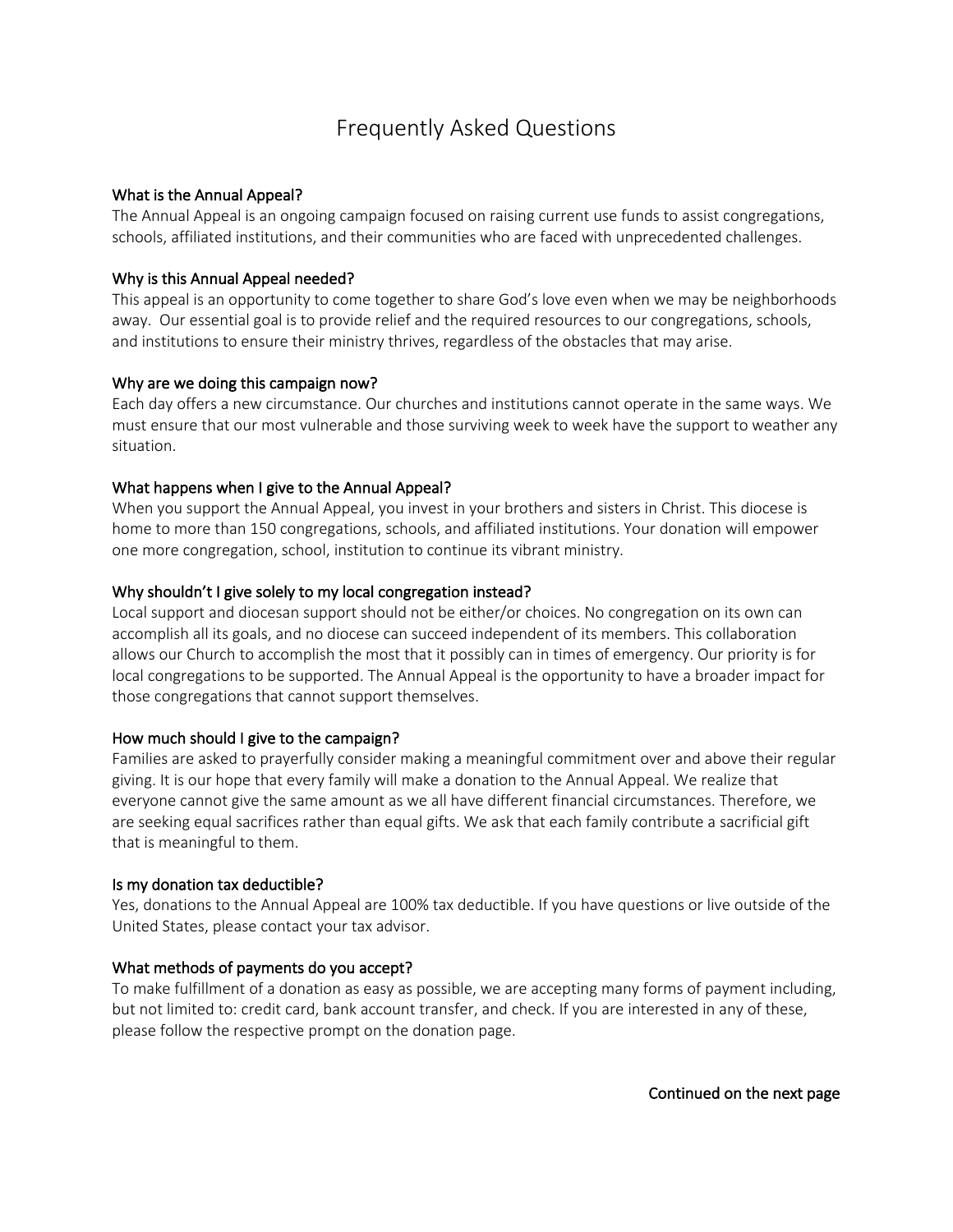# Frequently Asked Questions

## What is the Annual Appeal?

The Annual Appeal is an ongoing campaign focused on raising current use funds to assist congregations, schools, affiliated institutions, and their communities who are faced with unprecedented challenges.

## Why is this Annual Appeal needed?

This appeal is an opportunity to come together to share God's love even when we may be neighborhoods away. Our essential goal is to provide relief and the required resources to our congregations, schools, and institutions to ensure their ministry thrives, regardless of the obstacles that may arise.

## Why are we doing this campaign now?

Each day offers a new circumstance. Our churches and institutions cannot operate in the same ways. We must ensure that our most vulnerable and those surviving week to week have the support to weather any situation.

## What happens when I give to the Annual Appeal?

When you support the Annual Appeal, you invest in your brothers and sisters in Christ. This diocese is home to more than 150 congregations, schools, and affiliated institutions. Your donation will empower one more congregation, school, institution to continue its vibrant ministry.

## Why shouldn't I give solely to my local congregation instead?

Local support and diocesan support should not be either/or choices. No congregation on its own can accomplish all its goals, and no diocese can succeed independent of its members. This collaboration allows our Church to accomplish the most that it possibly can in times of emergency. Our priority is for local congregations to be supported. The Annual Appeal is the opportunity to have a broader impact for those congregations that cannot support themselves.

## How much should I give to the campaign?

Families are asked to prayerfully consider making a meaningful commitment over and above their regular giving. It is our hope that every family will make a donation to the Annual Appeal. We realize that everyone cannot give the same amount as we all have different financial circumstances. Therefore, we are seeking equal sacrifices rather than equal gifts. We ask that each family contribute a sacrificial gift that is meaningful to them.

## Is my donation tax deductible?

Yes, donations to the Annual Appeal are 100% tax deductible. If you have questions or live outside of the United States, please contact your tax advisor.

## What methods of payments do you accept?

To make fulfillment of a donation as easy as possible, we are accepting many forms of payment including, but not limited to: credit card, bank account transfer, and check. If you are interested in any of these, please follow the respective prompt on the donation page.

**Continued on the next page**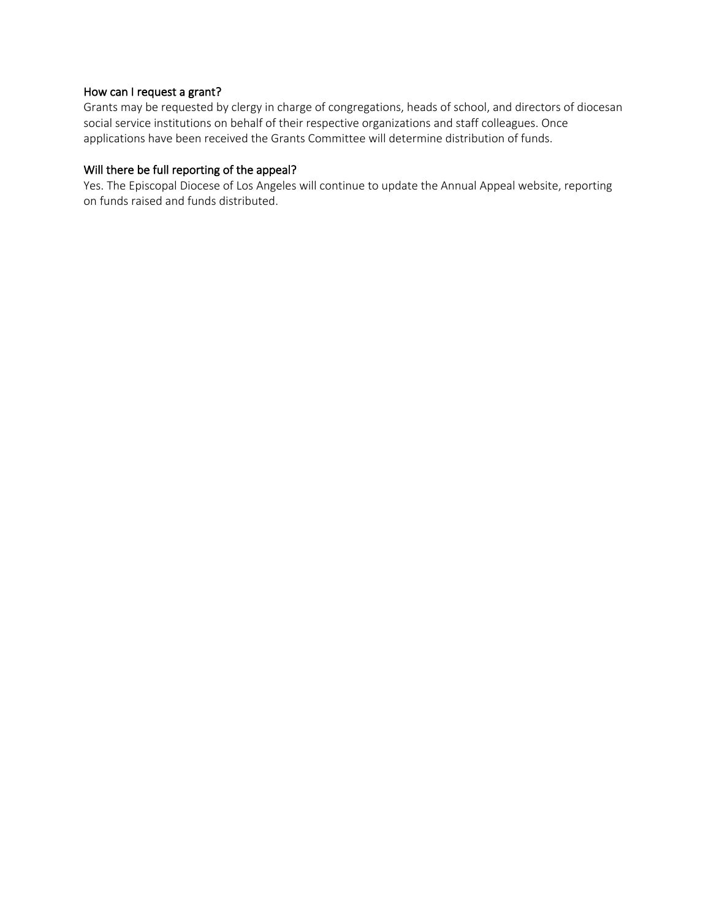### How can I request a grant?

Grants may be requested by clergy in charge of congregations, heads of school, and directors of diocesan social service institutions on behalf of their respective organizations and staff colleagues. Once applications have been received the Grants Committee will determine distribution of funds.

### Will there be full reporting of the appeal?

Yes. The Episcopal Diocese of Los Angeles will continue to update the Annual Appeal website, reporting on funds raised and funds distributed.